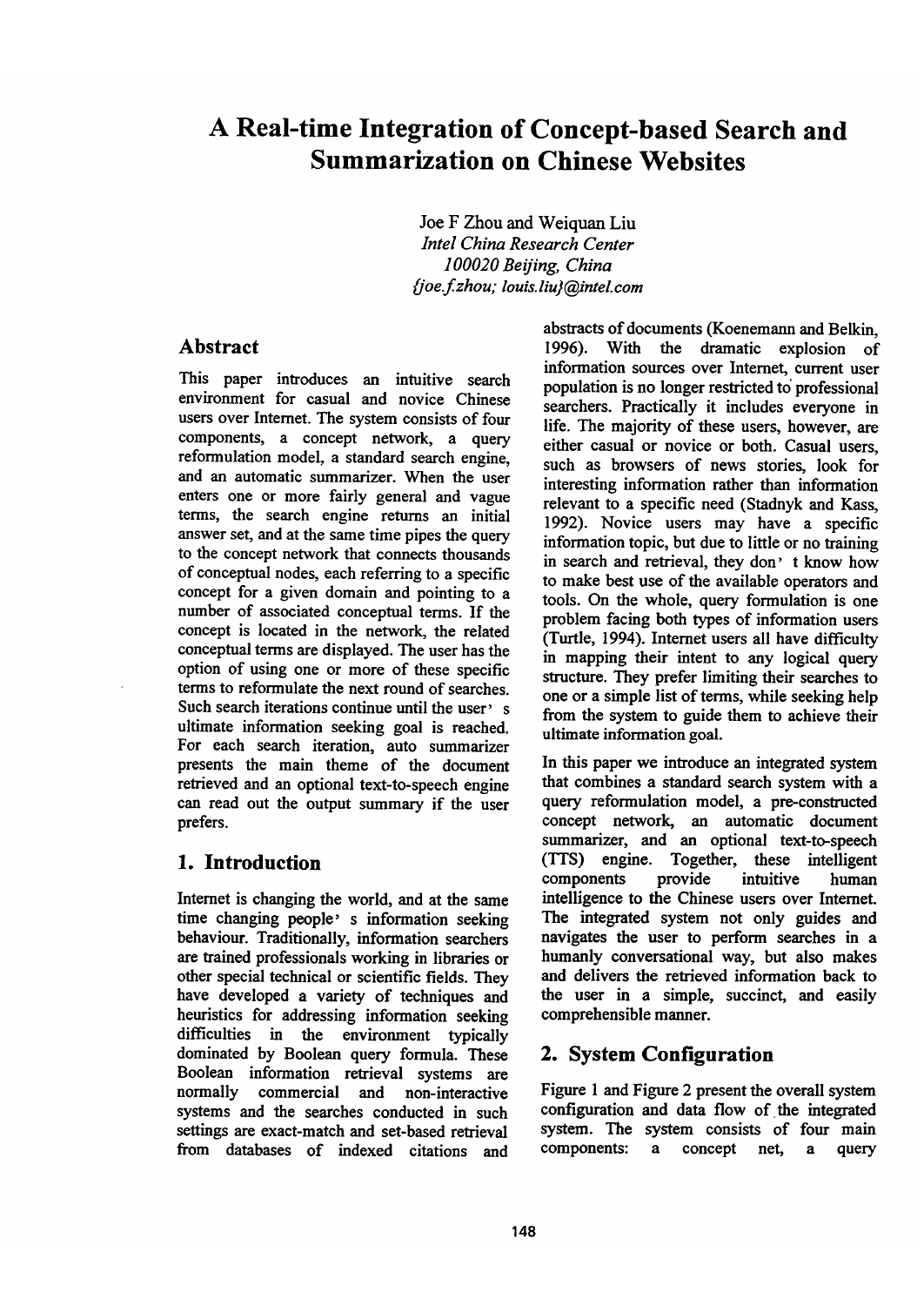# A Real-time Integration of Concept-based Search and Summarization on Chinese Websites

Joe F Zhou and Weiquan Liu

*Intel China Research Center*

*100020 Beijing, China*

*{joe.f.zhou; louis.liu}@intel.com*

## Abstract

This paper introduces an intuitive search environment for casual and novice Chinese users over Internet. The system consists of four components, a concept network, a query reformulation model, a standard search engine, and an automatic summarizer. When the user enters one or more fairly general and vague terms, the search engine returns an initial answer set, and at the same time pipes the query to the concept network that connects thousands of conceptual nodes, each referring to a specific concept for a given domain and pointing to a number of associated conceptual terms. If the concept is located in the network, the related conceptual terms are displayed. The user has the option of using one or more of these specific terms to reformulate the next round of searches. Such search iterations continue until the user's ultimate information seeking goal is reached. For each search iteration, auto summarizer presents the main theme of the document retrieved and an optional text-to-speech engine can read out the output summary if the user prefers.

## 1. Introduction

Internet is changing the world, and at the same time changing people's information seeking behaviour. Traditionally, information searchers are trained professionals working in libraries or other special technical or scientific fields. They have developed a variety of techniques and heuristics for addressing information seeking difficulties in the environment typically dominated by Boolean query formula. These Boolean information retrieval systems are normally commercial and non-interactive systems and the searches conducted in such settings are exact-match and set-based retrieval from databases of indexed citations and abstracts of documents (Koenemann and Belkin, 1996). With the dramatic explosion of information sources over Internet, current user population is no longer restricted to professional searchers. Practically it includes everyone in life. The majority of these users, however, are either casual or novice or both. Casual users, such as browsers of news stories, look for interesting information rather than information relevant to a specific need (Stadnyk and Kass, 1992). Novice users may have a specific information topic, but due to little or no training in search and retrieval, they don't know how to make best use of the available operators and tools. On the whole, query formulation is one problem facing both types of information users (Turtle, 1994). Internet users all have difficulty in mapping their intent to any logical query structure. They prefer limiting their searches to one or a simple list of terms, while seeking help from the system to guide them to achieve their ultimate information goal.

In this paper we introduce an integrated system that combines a standard search system with a query reformulation model, a pre-constructed concept network, an automatic document summarizer, and an optional text-to-speech (TTS) engine. Together, these intelligent components provide intuitive human intelligence to the Chinese users over Internet. The integrated system not only guides and navigates the user to perform searches in a humanly conversational way, but also makes and delivers the retrieved information back to the user in a simple, succinct, and easily comprehensible manner.

## 2. System Configuration

Figure 1 and Figure 2 present the overall system configuration and data flow of the integrated system. The system consists of four main components: a concept net, a query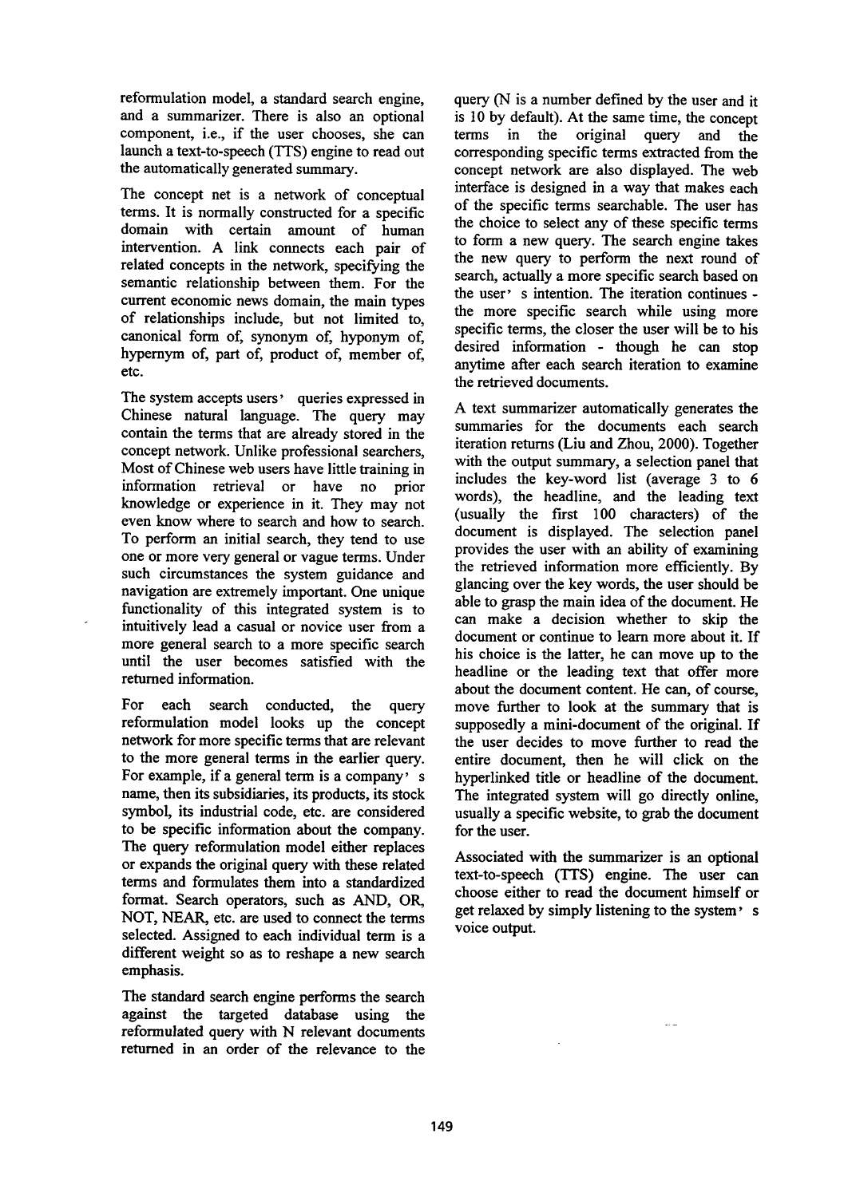reformulation model, a standard search engine, and a summarizer. There is also an optional component, i.e., if the user chooses, she can launch a text-to-speech (TTS) engine to read out the automatically generated summary.

The concept net is a network of conceptual terms. It is normally constructed for a specific domain with certain amount of human intervention. A link connects each pair of related concepts in the network, specifying the semantic relationship between them. For the current economic news domain, the main types of relationships include, but not limited to, canonical form of, synonym of, hyponym of, hypernym of, part of, product of, member of, etc.

The system accepts users' queries expressed in Chinese natural language. The query may contain the terms that are already stored in the concept network. Unlike professional searchers, Most of Chinese web users have little training in information retrieval or have no prior knowledge or experience in it. They may not even know where to search and how to search. To perform an initial search, they tend to use one or more very general or vague terms. Under such circumstances the system guidance and navigation are extremely important. One unique functionality of this integrated system is to intuitively lead a casual or novice user from a more general search to a more specific search until the user becomes satisfied with the returned information.

For each search conducted, the query reformulation model looks up the concept network for more specific terms that are relevant to the more general terms in the earlier query. For example, if a general term is a company's name, then its subsidiaries, its products, its stock symbol, its industrial code, etc. are considered to be specific information about the company. The query reformulation model either replaces or expands the original query with these related terms and formulates them into a standardized format. Search operators, such as AND, OR, NOT, NEAR, etc. are used to connect the terms selected. Assigned to each individual term is a different weight so as to reshape a new search emphasis.

The standard search engine performs the search against the targeted database using the reformulated query with N relevant documents returned in an order of the relevance to the query (N is a number defined by the user and it is 10 by default). At the same time, the concept terms in the original query and the corresponding specific terms extracted from the concept network are also displayed. The web interface is designed in a way that makes each of the specific terms searchable. The user has the choice to select any of these specific terms to form a new query. The search engine takes the new query to perform the next round of search, actually a more specific search based on the user's intention. The iteration continues - the more specific search while using more specific terms, the closer the user will be to his desired information - though he can stop anytime after each search iteration to examine the retrieved documents.

A text summarizer automatically generates the summaries for the documents each search iteration returns (Liu and Zhou, 2000). Together with the output summary, a selection panel that includes the key-word list (average 3 to 6 words), the headline, and the leading text (usually the first 100 characters) of the document is displayed. The selection panel provides the user with an ability of examining the retrieved information more efficiently. By glancing over the key words, the user should be able to grasp the main idea of the document. He can make a decision whether to skip the document or continue to learn more about it. If his choice is the latter, he can move up to the headline or the leading text that offer more about the document content. He can, of course, move further to look at the summary that is supposedly a mini-document of the original. If the user decides to move further to read the entire document, then he will click on the hyperlinked title or headline of the document. The integrated system will go directly online, usually a specific website, to grab the document for the user.

Associated with the summarizer is an optional text-to-speech (TTS) engine. The user can choose either to read the document himself or get relaxed by simply listening to the system's voice output.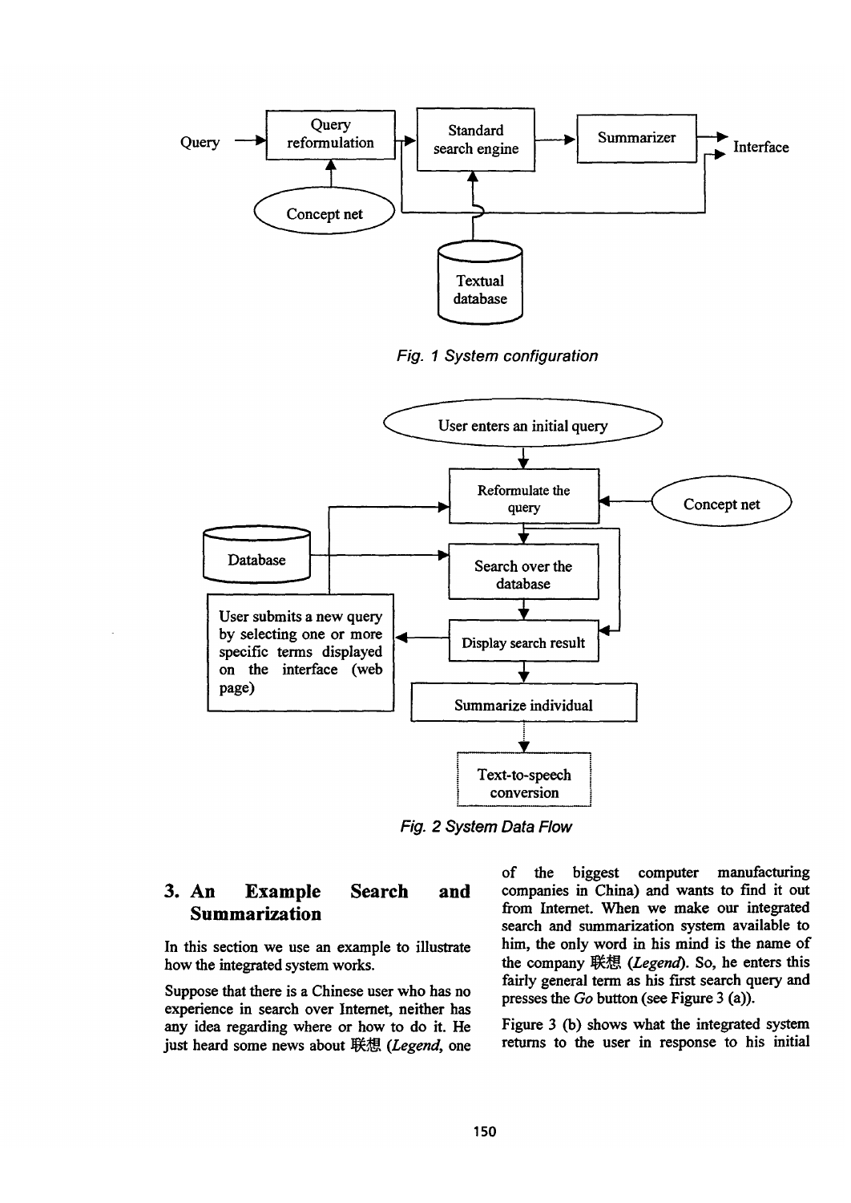*Fig. 1 System configuration*

*Fig. 2 System Data Flow*

## 3. An Example Search and Summarization

In this section we use an example to illustrate how the integrated system works.

Suppose that there is a Chinese user who has no experience in search over Internet, neither has any idea regarding where or how to do it. He just heard some news about 联想 (*Legend*, one of the biggest computer manufacturing companies in China) and wants to find it out from Internet. When we make our integrated search and summarization system available to him, the only word in his mind is the name of the company 联想 (*Legend*). So, he enters this fairly general term as his first search query and presses the *Go* button (see Figure 3 (a)).

Figure 3 (b) shows what the integrated system returns to the user in response to his initial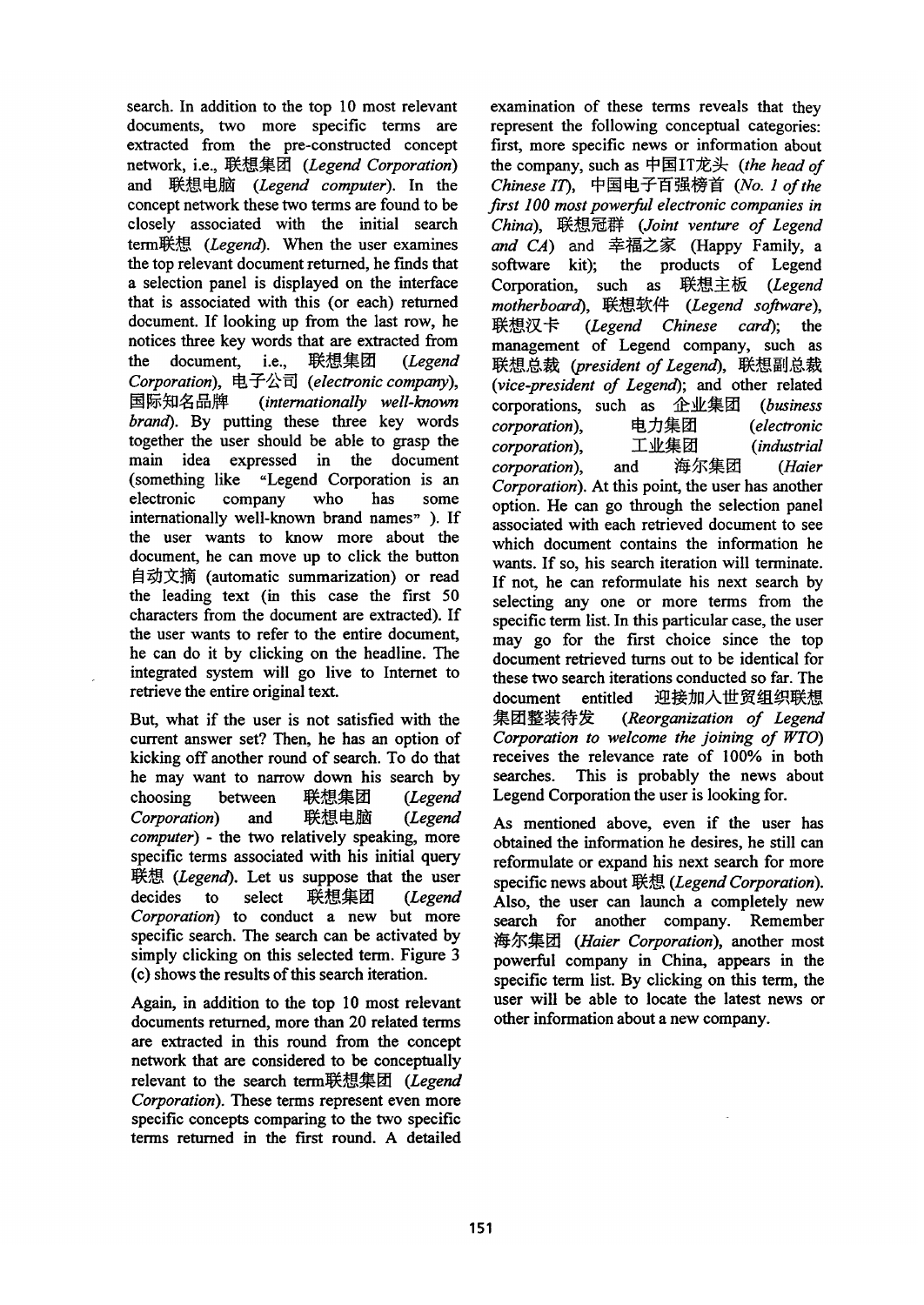search. In addition to the top 10 most relevant documents, two more specific terms are extracted from the pre-constructed concept network, i.e., 联想集团 (*Legend Corporation*) and 联想电脑 (*Legend computer*). In the concept network these two terms are found to be closely associated with the initial search term联想 (*Legend*). When the user examines the top relevant document returned, he finds that a selection panel is displayed on the interface that is associated with this (or each) returned document. If looking up from the last row, he notices three key words that are extracted from the document, i.e., 联想集团 (*Legend Corporation*), 电子公司 (*electronic company*), 国际知名品牌 (*internationally well-known brand*). By putting these three key words together the user should be able to grasp the main idea expressed in the document (something like "Legend Corporation is an electronic company who has some internationally well-known brand names" ). If the user wants to know more about the document, he can move up to click the button 自动文摘 (automatic summarization) or read the leading text (in this case the first 50 characters from the document are extracted). If the user wants to refer to the entire document, he can do it by clicking on the headline. The integrated system will go live to Internet to retrieve the entire original text.

But, what if the user is not satisfied with the current answer set? Then, he has an option of kicking off another round of search. To do that he may want to narrow down his search by choosing between 联想集团 (*Legend Corporation*) and 联想电脑 (*Legend computer*) - the two relatively speaking, more specific terms associated with his initial query 联想 (*Legend*). Let us suppose that the user decides to select 联想集团 (*Legend Corporation*) to conduct a new but more specific search. The search can be activated by simply clicking on this selected term. Figure 3 (c) shows the results of this search iteration.

Again, in addition to the top 10 most relevant documents returned, more than 20 related terms are extracted in this round from the concept network that are considered to be conceptually relevant to the search term联想集团 (*Legend Corporation*). These terms represent even more specific concepts comparing to the two specific terms returned in the first round. A detailed examination of these terms reveals that they represent the following conceptual categories: first, more specific news or information about the company, such as 中国IT龙头 (*the head of Chinese IT*), 中国电子百强榜首 (*No. 1 of the first 100 most powerful electronic companies in China*), 联想冠群 (*Joint venture of Legend and CA*) and 幸福之家 (Happy Family, a software kit); the products of Legend Corporation, such as 联想主板 (*Legend motherboard*), 联想软件 (*Legend software*), 联想汉卡 (*Legend Chinese card*); the management of Legend company, such as 联想总裁 (*president of Legend*), 联想副总裁 (*vice-president of Legend*); and other related corporations, such as 企业集团 (*business corporation*), 电力集团 (*electronic corporation*), 工业集团 (*industrial corporation*), and 海尔集团 (*Haier Corporation*). At this point, the user has another option. He can go through the selection panel associated with each retrieved document to see which document contains the information he wants. If so, his search iteration will terminate. If not, he can reformulate his next search by selecting any one or more terms from the specific term list. In this particular case, the user may go for the first choice since the top document retrieved turns out to be identical for these two search iterations conducted so far. The document entitled 迎接加入世贸组织联想集团整装待发 (*Reorganization of Legend Corporation to welcome the joining of WTO*) receives the relevance rate of 100% in both searches. This is probably the news about Legend Corporation the user is looking for.

As mentioned above, even if the user has obtained the information he desires, he still can reformulate or expand his next search for more specific news about 联想 (*Legend Corporation*). Also, the user can launch a completely new search for another company. Remember 海尔集团 (*Haier Corporation*), another most powerful company in China, appears in the specific term list. By clicking on this term, the user will be able to locate the latest news or other information about a new company.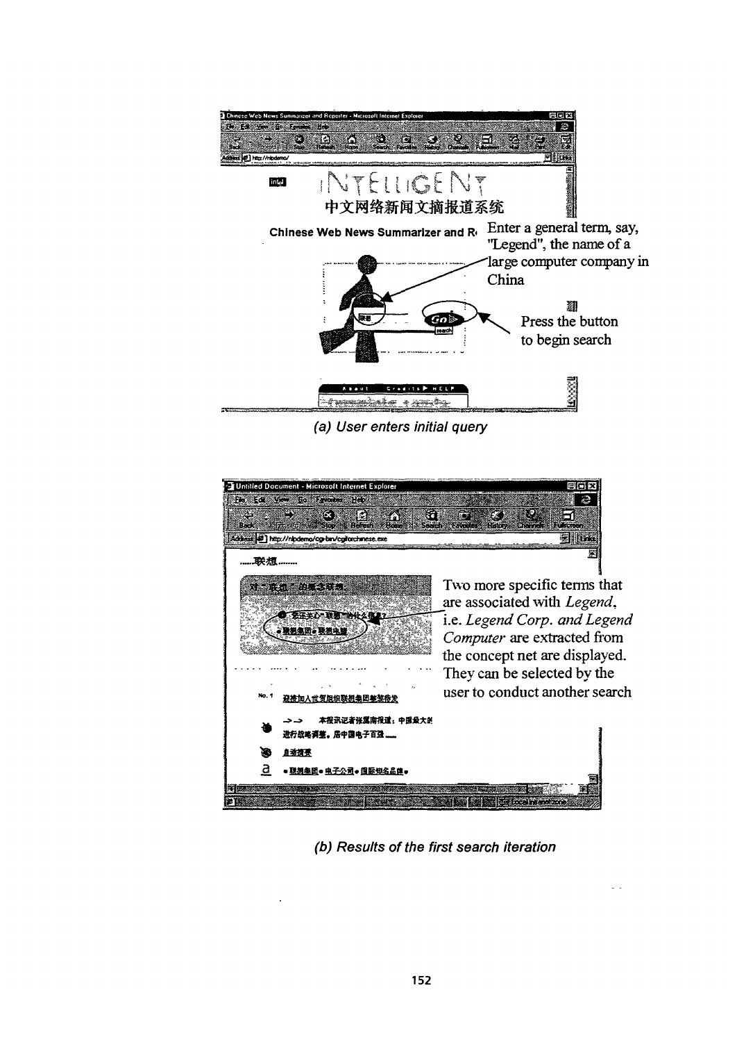Enter a general term, say, "Legend", the name of a large computer company in China

Press the button to begin search

*(a) User enters initial query*

Two more specific terms that are associated with *Legend*, i.e. *Legend Corp. and Legend Computer* are extracted from the concept net are displayed. They can be selected by the user to conduct another search

*(b) Results of the first search iteration*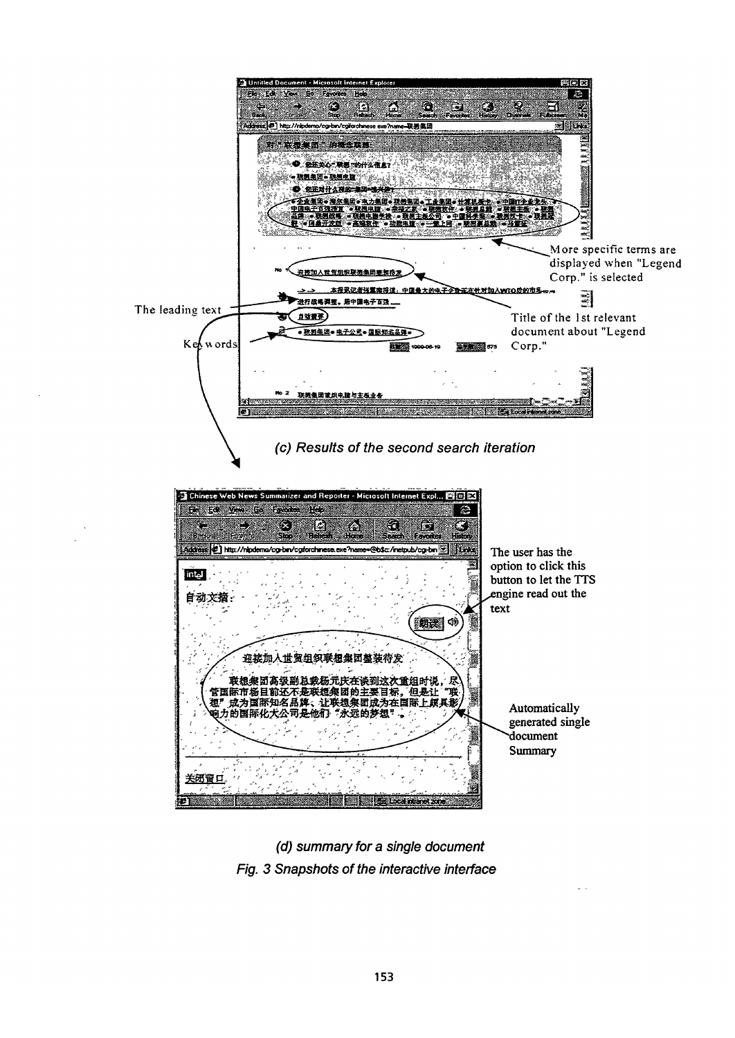More specific terms are displayed when "Legend Corp." is selected

The leading text

Title of the 1st relevant document about "Legend Corp."

Key words

*(c) Results of the second search iteration*

The user has the option to click this button to let the TTS engine read out the text

Automatically generated single document Summary

*(d) summary for a single document*

*Fig. 3 Snapshots of the interactive interface*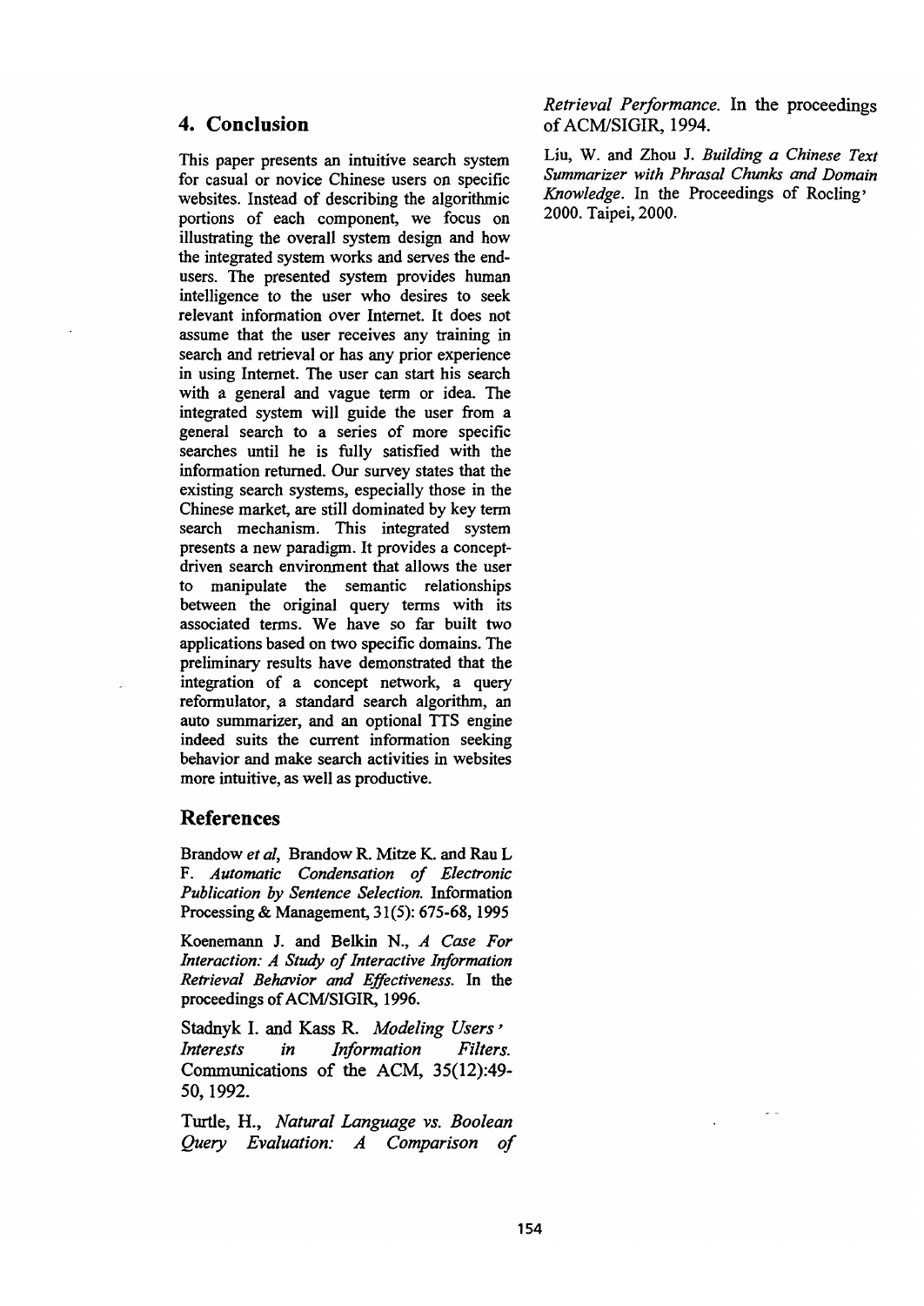## 4. Conclusion

This paper presents an intuitive search system for casual or novice Chinese users on specific websites. Instead of describing the algorithmic portions of each component, we focus on illustrating the overall system design and how the integrated system works and serves the end-users. The presented system provides human intelligence to the user who desires to seek relevant information over Internet. It does not assume that the user receives any training in search and retrieval or has any prior experience in using Internet. The user can start his search with a general and vague term or idea. The integrated system will guide the user from a general search to a series of more specific searches until he is fully satisfied with the information returned. Our survey states that the existing search systems, especially those in the Chinese market, are still dominated by key term search mechanism. This integrated system presents a new paradigm. It provides a concept-driven search environment that allows the user to manipulate the semantic relationships between the original query terms with its associated terms. We have so far built two applications based on two specific domains. The preliminary results have demonstrated that the integration of a concept network, a query reformulator, a standard search algorithm, an auto summarizer, and an optional TTS engine indeed suits the current information seeking behavior and make search activities in websites more intuitive, as well as productive.

## References

Brandow *et al*, Brandow R. Mitze K. and Rau L F. *Automatic Condensation of Electronic Publication by Sentence Selection.* Information Processing & Management, 31(5): 675-68, 1995

Koenemann J. and Belkin N., *A Case For Interaction: A Study of Interactive Information Retrieval Behavior and Effectiveness.* In the proceedings of ACM/SIGIR, 1996.

Stadnyk I. and Kass R. *Modeling Users' Interests in Information Filters.* Communications of the ACM, 35(12):49-50, 1992.

Turtle, H., *Natural Language vs. Boolean Query Evaluation: A Comparison of Retrieval Performance.* In the proceedings of ACM/SIGIR, 1994.

Liu, W. and Zhou J. *Building a Chinese Text Summarizer with Phrasal Chunks and Domain Knowledge.* In the Proceedings of Rocling' 2000. Taipei, 2000.